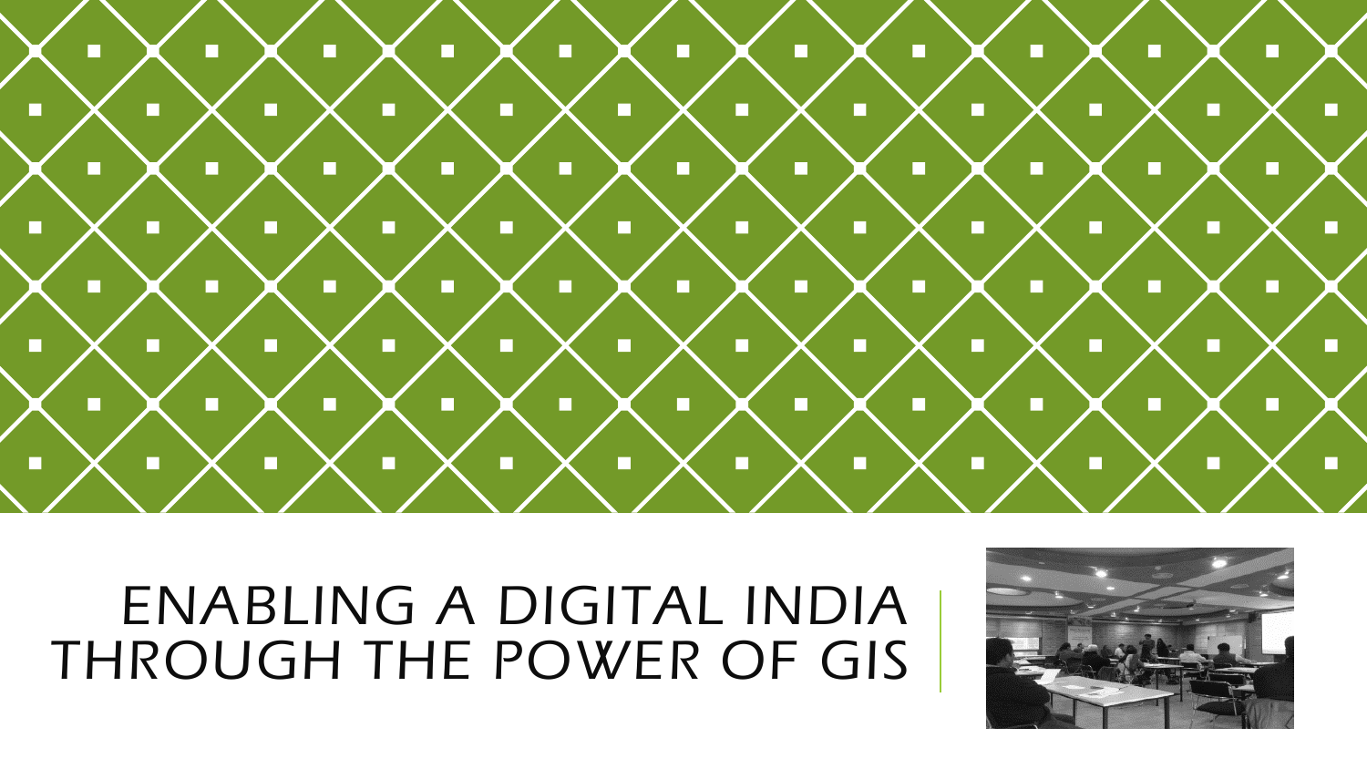# ENABLING A DIGITAL INDIA THROUGH THE POWER OF GIS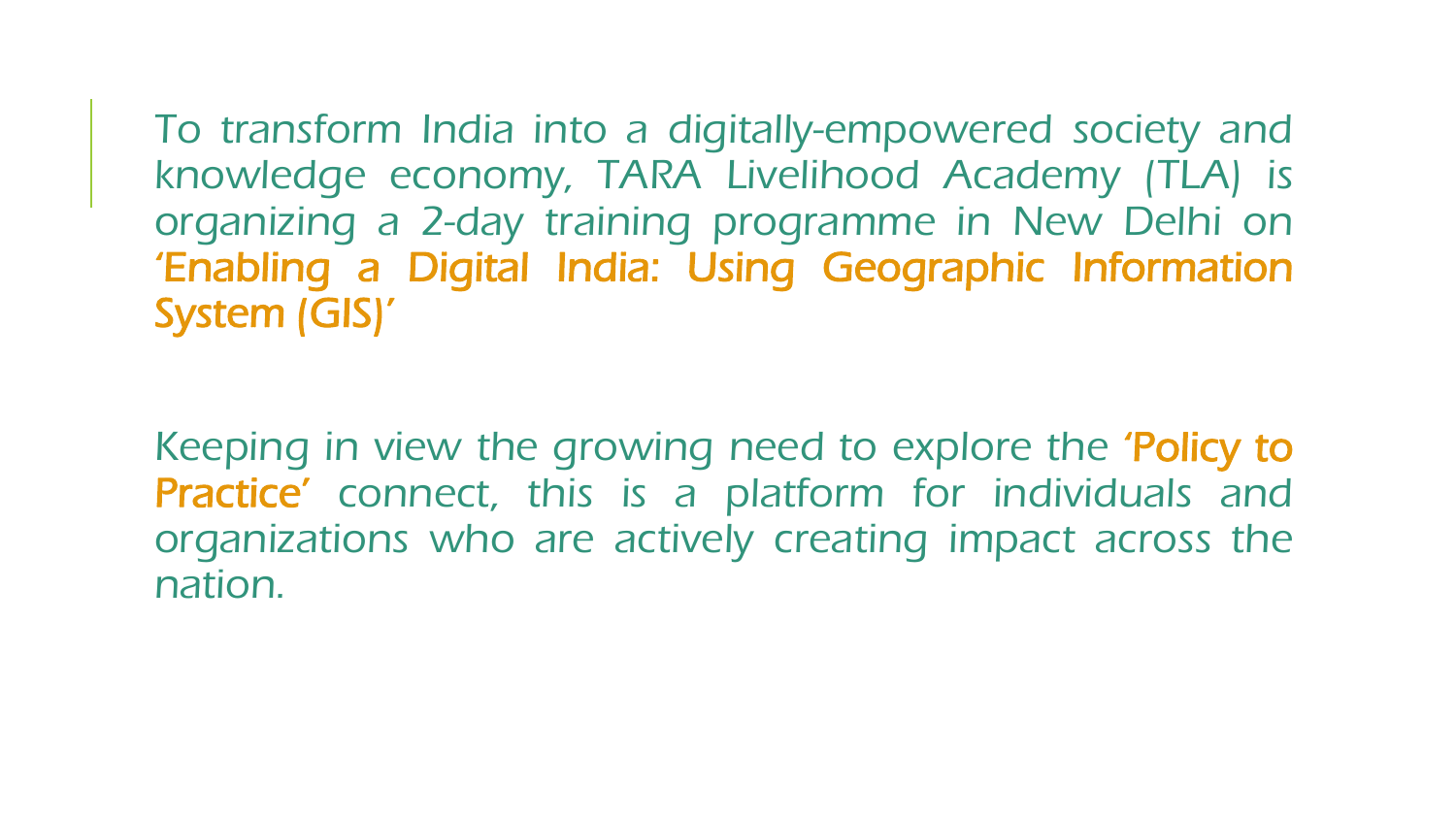To transform India into a digitally-empowered society and knowledge economy, TARA Livelihood Academy (TLA) is organizing a 2-day training programme in New Delhi on **'Enabling a Digital India: Using Geographic Information System (GIS)'**

Keeping in view the growing need to explore the **'Policy to Practice'** connect, this is a platform for individuals and organizations who are actively creating impact across the nation.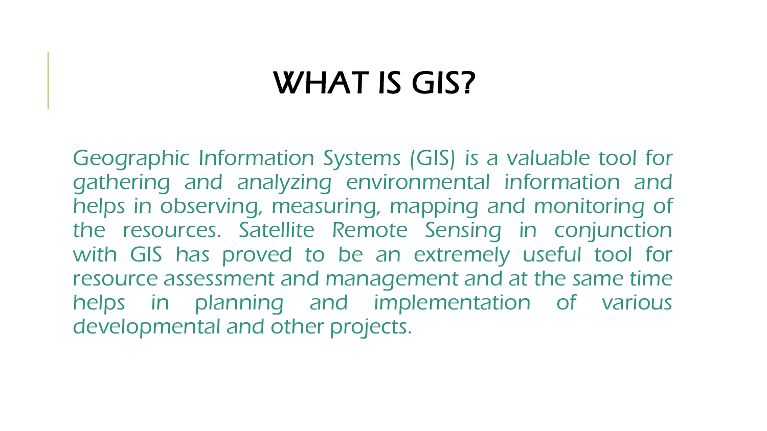# WHAT IS GIS?

Geographic Information Systems (GIS) is a valuable tool for gathering and analyzing environmental information and helps in observing, measuring, mapping and monitoring of the resources. Satellite Remote Sensing in conjunction with GIS has proved to be an extremely useful tool for resource assessment and management and at the same time helps in planning and implementation of various developmental and other projects.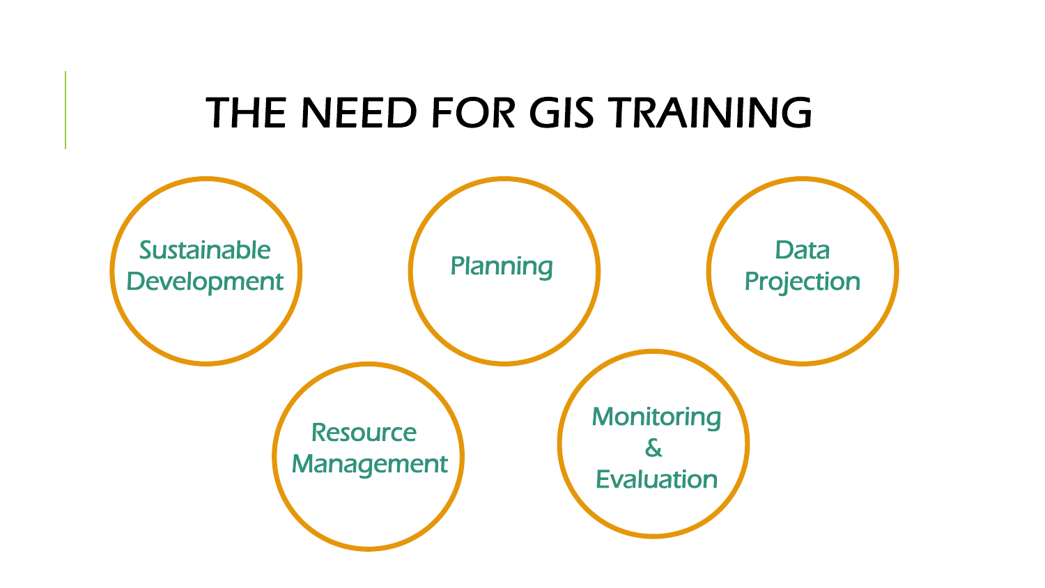# THE NEED FOR GIS TRAINING

- Sustainable Development
- Planning
- Data Projection
- Resource Management
- Monitoring & Evaluation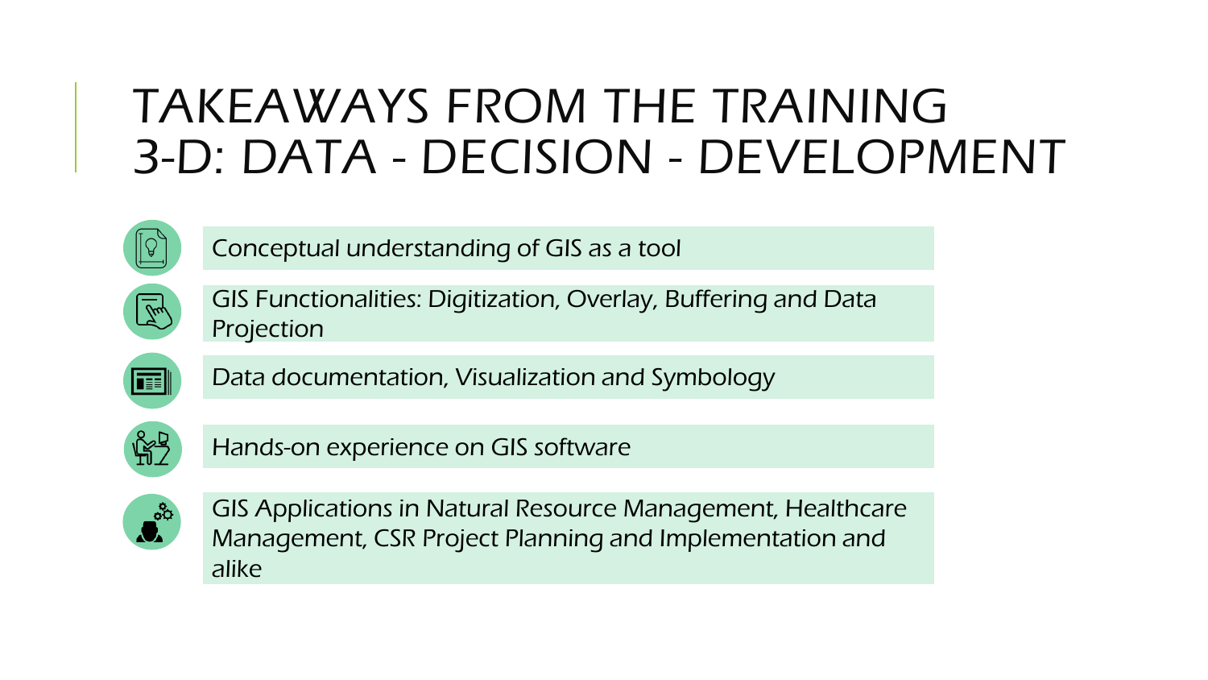# TAKEAWAYS FROM THE TRAINING 3-D: DATA - DECISION - DEVELOPMENT

- Conceptual understanding of GIS as a tool
- GIS Functionalities: Digitization, Overlay, Buffering and Data Projection
- Data documentation, Visualization and Symbology
- Hands-on experience on GIS software
- GIS Applications in Natural Resource Management, Healthcare Management, CSR Project Planning and Implementation and alike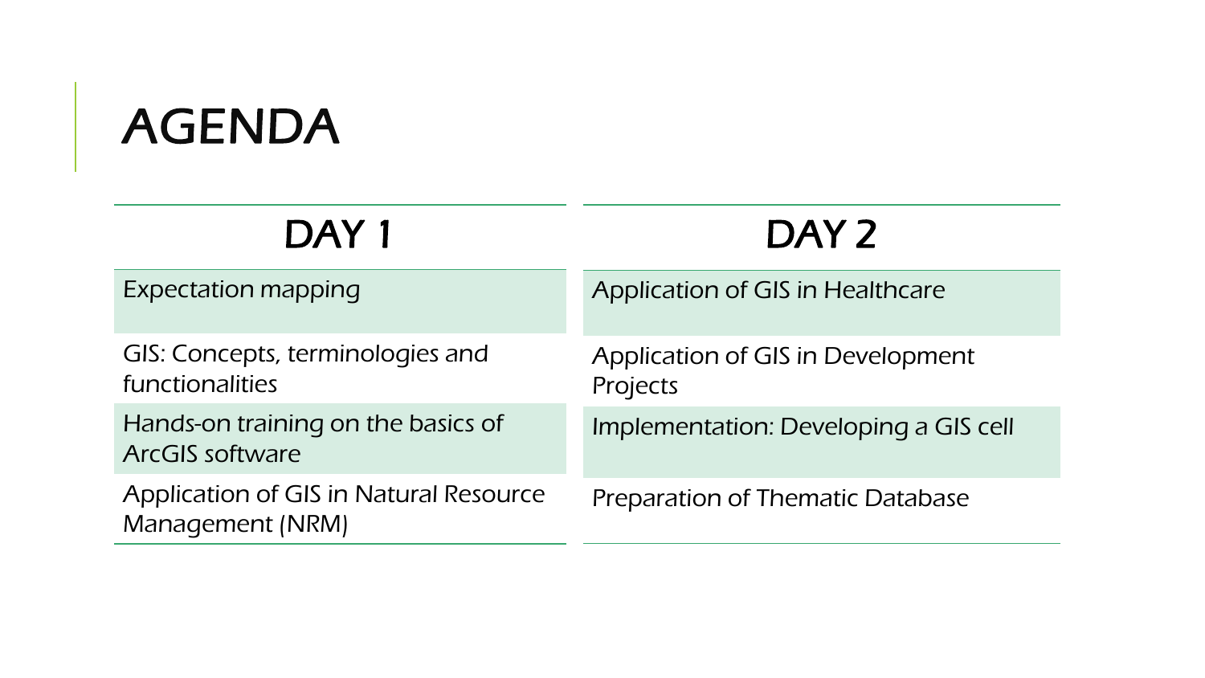# AGENDA

| DAY 1 | DAY 2 |
| --- | --- |
| Expectation mapping | Application of GIS in Healthcare |
| GIS: Concepts, terminologies and functionalities | Application of GIS in Development Projects |
| Hands-on training on the basics of ArcGIS software | Implementation: Developing a GIS cell |
| Application of GIS in Natural Resource Management (NRM) | Preparation of Thematic Database |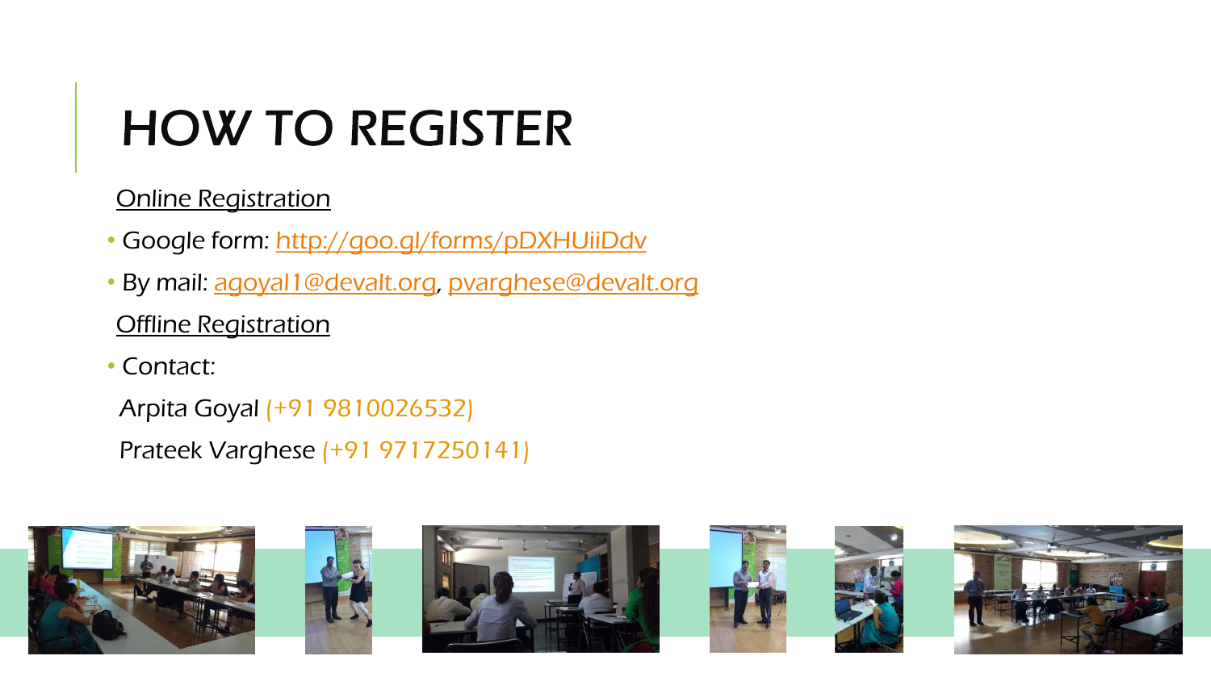# HOW TO REGISTER

<u>Online Registration</u>

- Google form: http://goo.gl/forms/pDXHUiiDdv
- By mail: agoyal1@devalt.org, pvarghese@devalt.org

<u>Offline Registration</u>

- Contact:

Arpita Goyal (+91 9810026532)

Prateek Varghese (+91 9717250141)